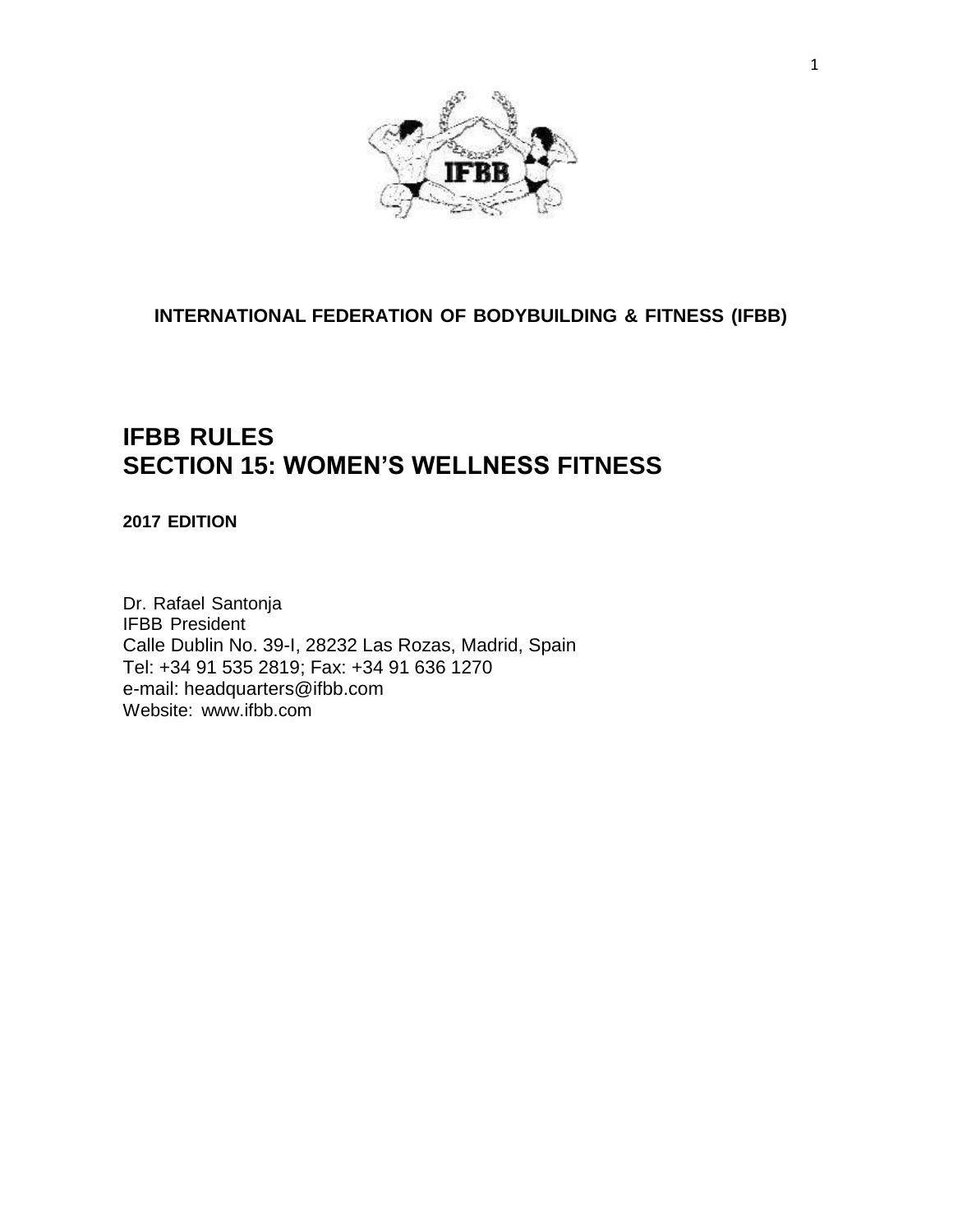**INTERNATIONAL FEDERATION OF BODYBUILDING & FITNESS (IFBB)**

# IFBB RULES
# SECTION 15: WOMEN'S WELLNESS FITNESS

**2017 EDITION**

Dr. Rafael Santonja
IFBB President
Calle Dublin No. 39-I, 28232 Las Rozas, Madrid, Spain
Tel: +34 91 535 2819; Fax: +34 91 636 1270
e-mail: headquarters@ifbb.com
Website: www.ifbb.com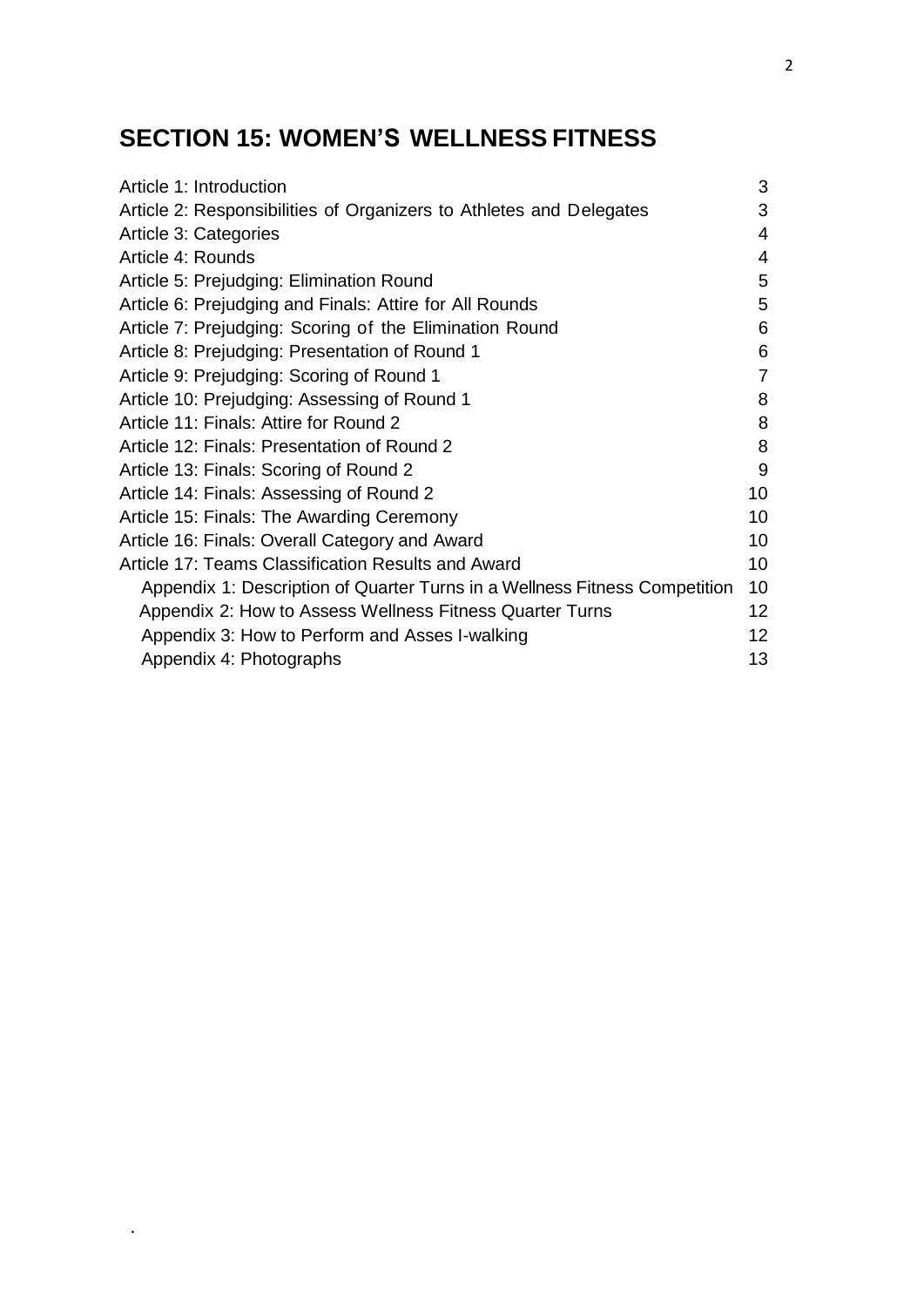# SECTION 15: WOMEN'S WELLNESS FITNESS

| | |
|---|---|
| Article 1: Introduction | 3 |
| Article 2: Responsibilities of Organizers to Athletes and Delegates | 3 |
| Article 3: Categories | 4 |
| Article 4: Rounds | 4 |
| Article 5: Prejudging: Elimination Round | 5 |
| Article 6: Prejudging and Finals: Attire for All Rounds | 5 |
| Article 7: Prejudging: Scoring of the Elimination Round | 6 |
| Article 8: Prejudging: Presentation of Round 1 | 6 |
| Article 9: Prejudging: Scoring of Round 1 | 7 |
| Article 10: Prejudging: Assessing of Round 1 | 8 |
| Article 11: Finals: Attire for Round 2 | 8 |
| Article 12: Finals: Presentation of Round 2 | 8 |
| Article 13: Finals: Scoring of Round 2 | 9 |
| Article 14: Finals: Assessing of Round 2 | 10 |
| Article 15: Finals: The Awarding Ceremony | 10 |
| Article 16: Finals: Overall Category and Award | 10 |
| Article 17: Teams Classification Results and Award | 10 |
| Appendix 1: Description of Quarter Turns in a Wellness Fitness Competition | 10 |
| Appendix 2: How to Assess Wellness Fitness Quarter Turns | 12 |
| Appendix 3: How to Perform and Asses I-walking | 12 |
| Appendix 4: Photographs | 13 |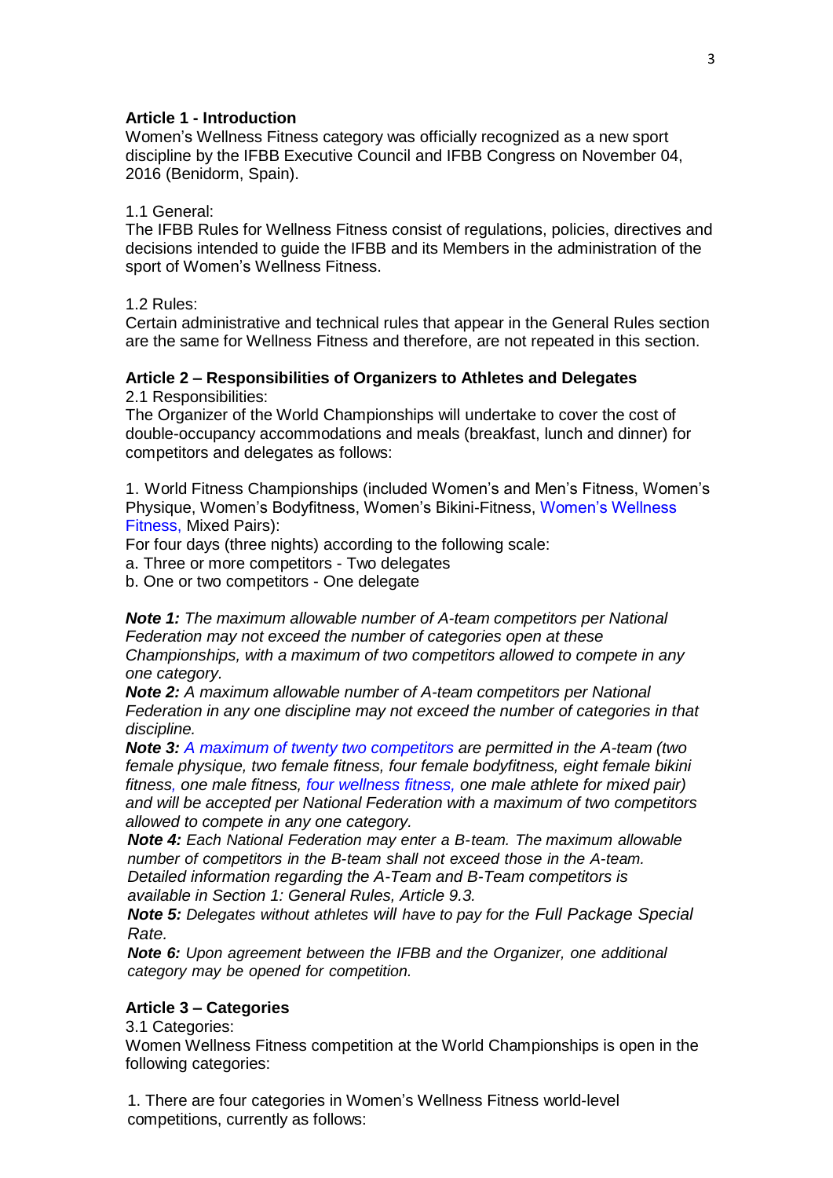**Article 1 - Introduction**

Women's Wellness Fitness category was officially recognized as a new sport discipline by the IFBB Executive Council and IFBB Congress on November 04, 2016 (Benidorm, Spain).

1.1 General:

The IFBB Rules for Wellness Fitness consist of regulations, policies, directives and decisions intended to guide the IFBB and its Members in the administration of the sport of Women's Wellness Fitness.

1.2 Rules:

Certain administrative and technical rules that appear in the General Rules section are the same for Wellness Fitness and therefore, are not repeated in this section.

**Article 2 – Responsibilities of Organizers to Athletes and Delegates**

2.1 Responsibilities:

The Organizer of the World Championships will undertake to cover the cost of double-occupancy accommodations and meals (breakfast, lunch and dinner) for competitors and delegates as follows:

1. World Fitness Championships (included Women's and Men's Fitness, Women's Physique, Women's Bodyfitness, Women's Bikini-Fitness, Women's Wellness Fitness, Mixed Pairs):

For four days (three nights) according to the following scale:

a. Three or more competitors - Two delegates

b. One or two competitors - One delegate

***Note 1:*** *The maximum allowable number of A-team competitors per National Federation may not exceed the number of categories open at these Championships, with a maximum of two competitors allowed to compete in any one category.*

***Note 2:*** *A maximum allowable number of A-team competitors per National Federation in any one discipline may not exceed the number of categories in that discipline.*

***Note 3:*** *A maximum of twenty two competitors are permitted in the A-team (two female physique, two female fitness, four female bodyfitness, eight female bikini fitness, one male fitness, four wellness fitness, one male athlete for mixed pair) and will be accepted per National Federation with a maximum of two competitors allowed to compete in any one category.*

***Note 4:*** *Each National Federation may enter a B-team. The maximum allowable number of competitors in the B-team shall not exceed those in the A-team. Detailed information regarding the A-Team and B-Team competitors is available in Section 1: General Rules, Article 9.3.*

***Note 5:*** *Delegates without athletes will have to pay for the Full Package Special Rate.*

***Note 6:*** *Upon agreement between the IFBB and the Organizer, one additional category may be opened for competition.*

**Article 3 – Categories**

3.1 Categories:

Women Wellness Fitness competition at the World Championships is open in the following categories:

1. There are four categories in Women's Wellness Fitness world-level competitions, currently as follows: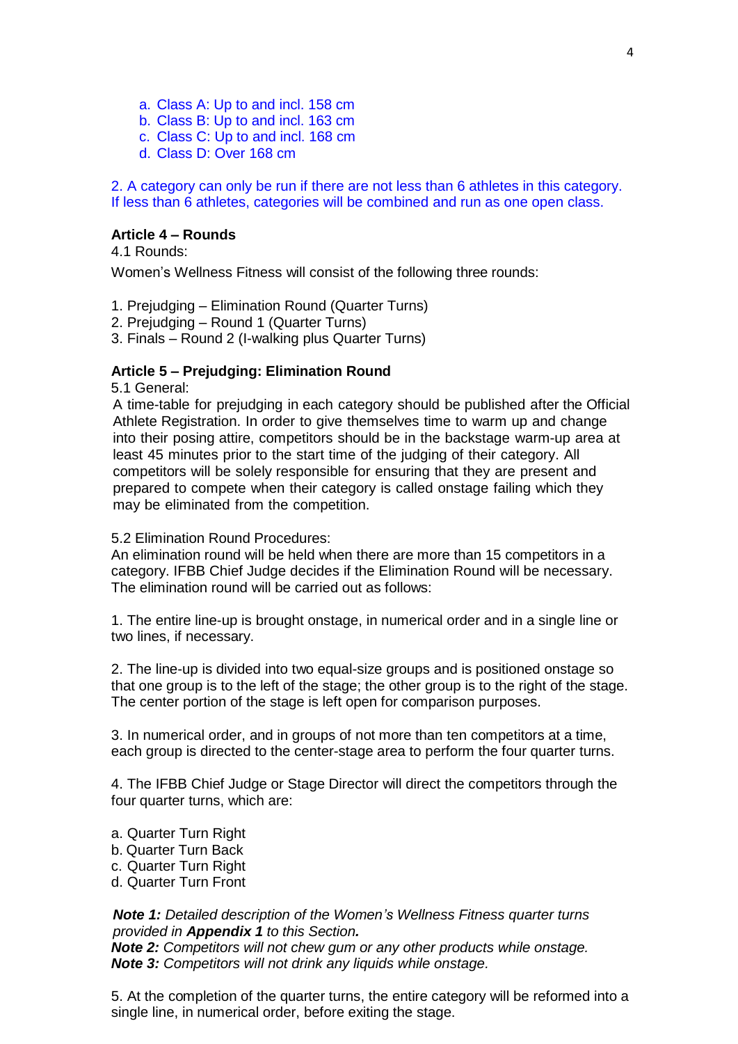a. Class A: Up to and incl. 158 cm
b. Class B: Up to and incl. 163 cm
c. Class C: Up to and incl. 168 cm
d. Class D: Over 168 cm

2. A category can only be run if there are not less than 6 athletes in this category. If less than 6 athletes, categories will be combined and run as one open class.

**Article 4 – Rounds**

4.1 Rounds:

Women's Wellness Fitness will consist of the following three rounds:

1. Prejudging – Elimination Round (Quarter Turns)
2. Prejudging – Round 1 (Quarter Turns)
3. Finals – Round 2 (I-walking plus Quarter Turns)

**Article 5 – Prejudging: Elimination Round**

5.1 General:

A time-table for prejudging in each category should be published after the Official Athlete Registration. In order to give themselves time to warm up and change into their posing attire, competitors should be in the backstage warm-up area at least 45 minutes prior to the start time of the judging of their category. All competitors will be solely responsible for ensuring that they are present and prepared to compete when their category is called onstage failing which they may be eliminated from the competition.

5.2 Elimination Round Procedures:

An elimination round will be held when there are more than 15 competitors in a category. IFBB Chief Judge decides if the Elimination Round will be necessary. The elimination round will be carried out as follows:

1. The entire line-up is brought onstage, in numerical order and in a single line or two lines, if necessary.

2. The line-up is divided into two equal-size groups and is positioned onstage so that one group is to the left of the stage; the other group is to the right of the stage. The center portion of the stage is left open for comparison purposes.

3. In numerical order, and in groups of not more than ten competitors at a time, each group is directed to the center-stage area to perform the four quarter turns.

4. The IFBB Chief Judge or Stage Director will direct the competitors through the four quarter turns, which are:

a. Quarter Turn Right
b. Quarter Turn Back
c. Quarter Turn Right
d. Quarter Turn Front

***Note 1:*** *Detailed description of the Women's Wellness Fitness quarter turns provided in **Appendix 1** to this Section.*
***Note 2:*** *Competitors will not chew gum or any other products while onstage.*
***Note 3:*** *Competitors will not drink any liquids while onstage.*

5. At the completion of the quarter turns, the entire category will be reformed into a single line, in numerical order, before exiting the stage.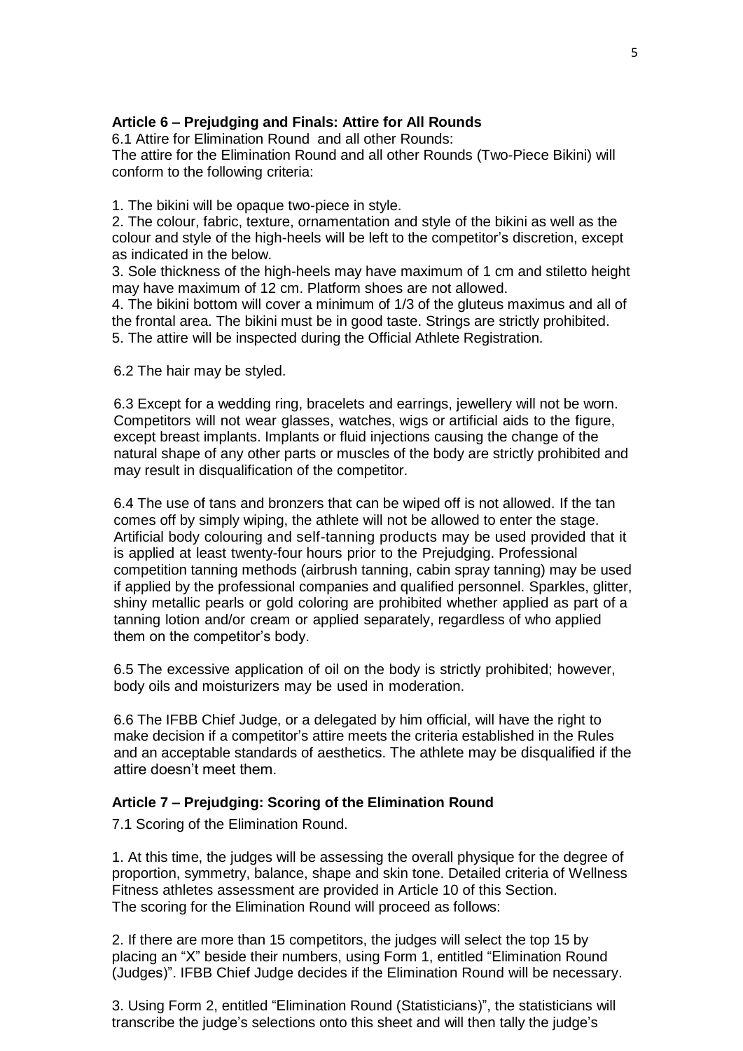### Article 6 – Prejudging and Finals: Attire for All Rounds

6.1 Attire for Elimination Round and all other Rounds:
The attire for the Elimination Round and all other Rounds (Two-Piece Bikini) will conform to the following criteria:

1. The bikini will be opaque two-piece in style.
2. The colour, fabric, texture, ornamentation and style of the bikini as well as the colour and style of the high-heels will be left to the competitor's discretion, except as indicated in the below.
3. Sole thickness of the high-heels may have maximum of 1 cm and stiletto height may have maximum of 12 cm. Platform shoes are not allowed.
4. The bikini bottom will cover a minimum of 1/3 of the gluteus maximus and all of the frontal area. The bikini must be in good taste. Strings are strictly prohibited.
5. The attire will be inspected during the Official Athlete Registration.

6.2 The hair may be styled.

6.3 Except for a wedding ring, bracelets and earrings, jewellery will not be worn. Competitors will not wear glasses, watches, wigs or artificial aids to the figure, except breast implants. Implants or fluid injections causing the change of the natural shape of any other parts or muscles of the body are strictly prohibited and may result in disqualification of the competitor.

6.4 The use of tans and bronzers that can be wiped off is not allowed. If the tan comes off by simply wiping, the athlete will not be allowed to enter the stage. Artificial body colouring and self-tanning products may be used provided that it is applied at least twenty-four hours prior to the Prejudging. Professional competition tanning methods (airbrush tanning, cabin spray tanning) may be used if applied by the professional companies and qualified personnel. Sparkles, glitter, shiny metallic pearls or gold coloring are prohibited whether applied as part of a tanning lotion and/or cream or applied separately, regardless of who applied them on the competitor's body.

6.5 The excessive application of oil on the body is strictly prohibited; however, body oils and moisturizers may be used in moderation.

6.6 The IFBB Chief Judge, or a delegated by him official, will have the right to make decision if a competitor's attire meets the criteria established in the Rules and an acceptable standards of aesthetics. The athlete may be disqualified if the attire doesn't meet them.

### Article 7 – Prejudging: Scoring of the Elimination Round

7.1 Scoring of the Elimination Round.

1. At this time, the judges will be assessing the overall physique for the degree of proportion, symmetry, balance, shape and skin tone. Detailed criteria of Wellness Fitness athletes assessment are provided in Article 10 of this Section.
The scoring for the Elimination Round will proceed as follows:

2. If there are more than 15 competitors, the judges will select the top 15 by placing an "X" beside their numbers, using Form 1, entitled "Elimination Round (Judges)". IFBB Chief Judge decides if the Elimination Round will be necessary.

3. Using Form 2, entitled "Elimination Round (Statisticians)", the statisticians will transcribe the judge's selections onto this sheet and will then tally the judge's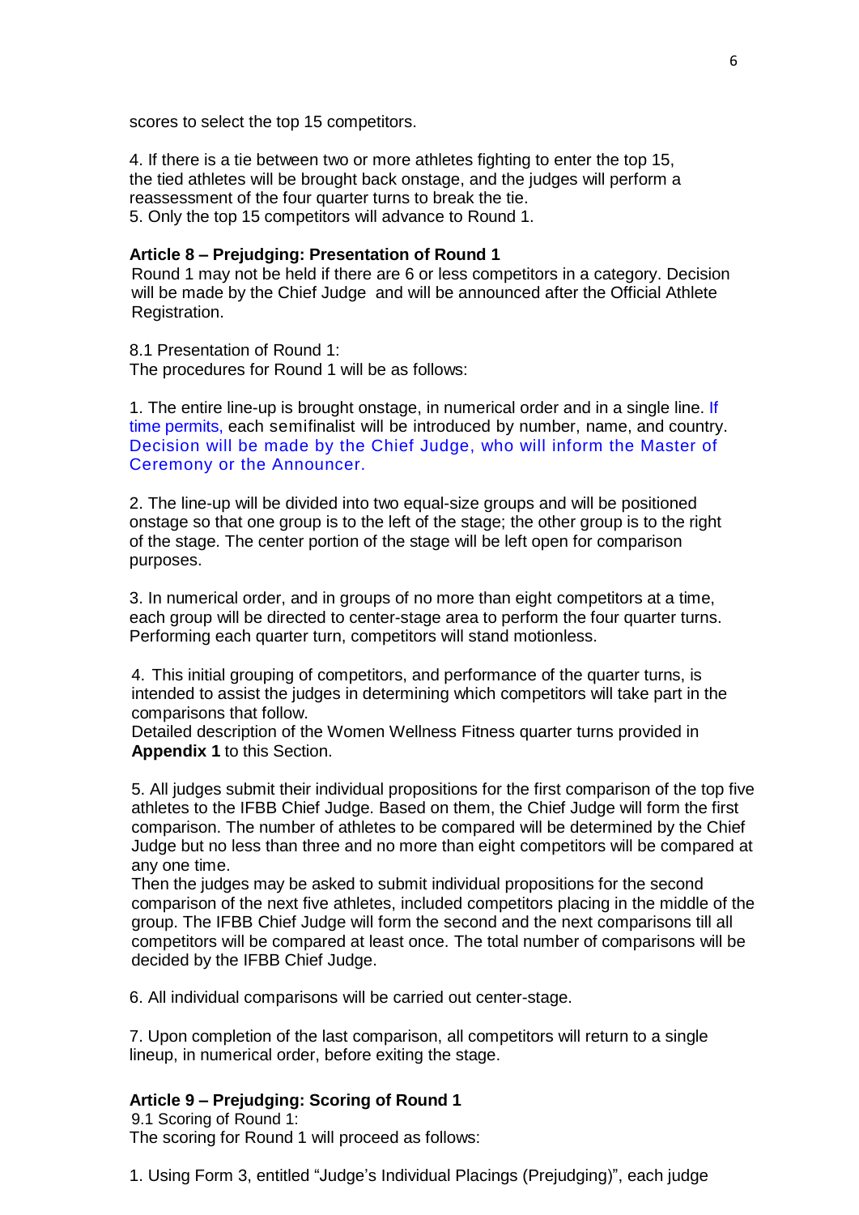scores to select the top 15 competitors.

4. If there is a tie between two or more athletes fighting to enter the top 15, the tied athletes will be brought back onstage, and the judges will perform a reassessment of the four quarter turns to break the tie.
5. Only the top 15 competitors will advance to Round 1.

**Article 8 – Prejudging: Presentation of Round 1**

Round 1 may not be held if there are 6 or less competitors in a category. Decision will be made by the Chief Judge and will be announced after the Official Athlete Registration.

8.1 Presentation of Round 1:
The procedures for Round 1 will be as follows:

1. The entire line-up is brought onstage, in numerical order and in a single line. If time permits, each semifinalist will be introduced by number, name, and country. Decision will be made by the Chief Judge, who will inform the Master of Ceremony or the Announcer.

2. The line-up will be divided into two equal-size groups and will be positioned onstage so that one group is to the left of the stage; the other group is to the right of the stage. The center portion of the stage will be left open for comparison purposes.

3. In numerical order, and in groups of no more than eight competitors at a time, each group will be directed to center-stage area to perform the four quarter turns. Performing each quarter turn, competitors will stand motionless.

4. This initial grouping of competitors, and performance of the quarter turns, is intended to assist the judges in determining which competitors will take part in the comparisons that follow.
Detailed description of the Women Wellness Fitness quarter turns provided in **Appendix 1** to this Section.

5. All judges submit their individual propositions for the first comparison of the top five athletes to the IFBB Chief Judge. Based on them, the Chief Judge will form the first comparison. The number of athletes to be compared will be determined by the Chief Judge but no less than three and no more than eight competitors will be compared at any one time.
Then the judges may be asked to submit individual propositions for the second comparison of the next five athletes, included competitors placing in the middle of the group. The IFBB Chief Judge will form the second and the next comparisons till all competitors will be compared at least once. The total number of comparisons will be decided by the IFBB Chief Judge.

6. All individual comparisons will be carried out center-stage.

7. Upon completion of the last comparison, all competitors will return to a single lineup, in numerical order, before exiting the stage.

**Article 9 – Prejudging: Scoring of Round 1**

9.1 Scoring of Round 1:
The scoring for Round 1 will proceed as follows:

1. Using Form 3, entitled "Judge's Individual Placings (Prejudging)", each judge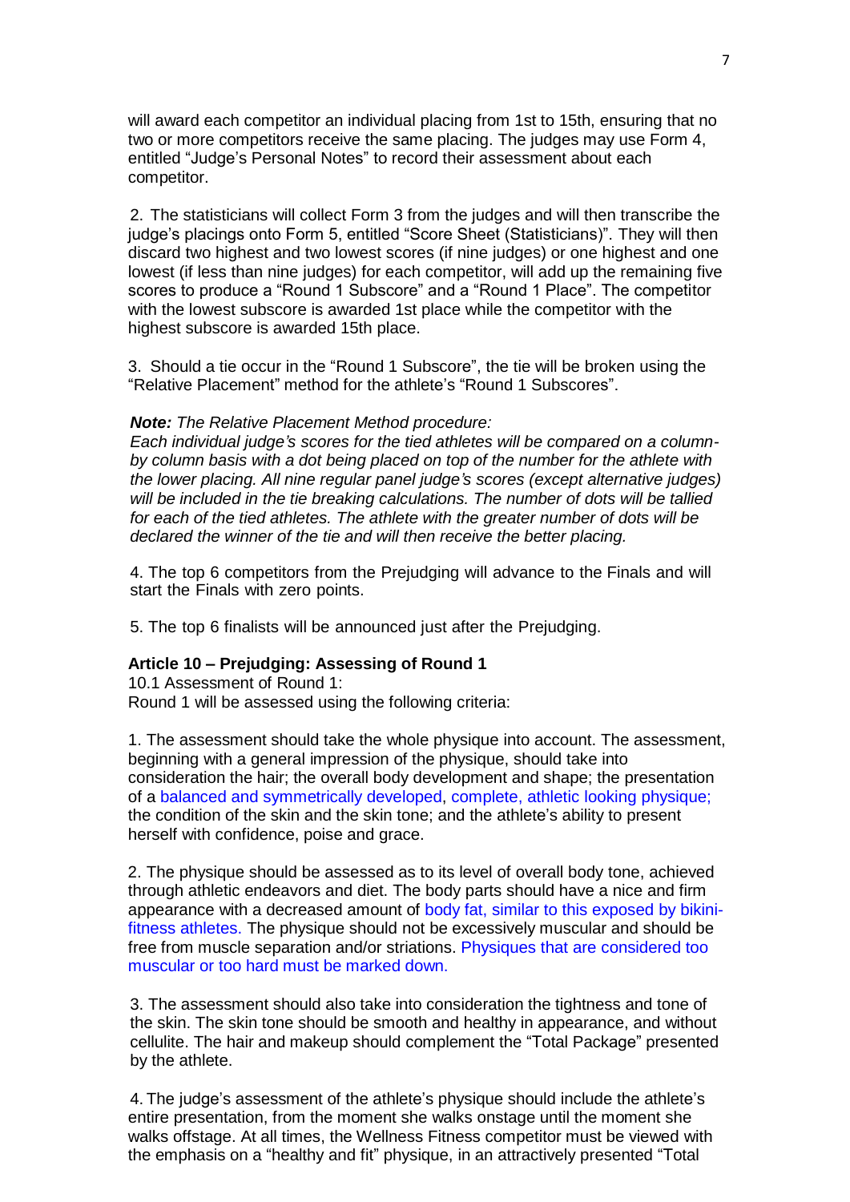will award each competitor an individual placing from 1st to 15th, ensuring that no two or more competitors receive the same placing. The judges may use Form 4, entitled "Judge's Personal Notes" to record their assessment about each competitor.

2. The statisticians will collect Form 3 from the judges and will then transcribe the judge's placings onto Form 5, entitled "Score Sheet (Statisticians)". They will then discard two highest and two lowest scores (if nine judges) or one highest and one lowest (if less than nine judges) for each competitor, will add up the remaining five scores to produce a "Round 1 Subscore" and a "Round 1 Place". The competitor with the lowest subscore is awarded 1st place while the competitor with the highest subscore is awarded 15th place.

3. Should a tie occur in the "Round 1 Subscore", the tie will be broken using the "Relative Placement" method for the athlete's "Round 1 Subscores".

***Note:*** *The Relative Placement Method procedure:*
*Each individual judge's scores for the tied athletes will be compared on a column-by column basis with a dot being placed on top of the number for the athlete with the lower placing. All nine regular panel judge's scores (except alternative judges) will be included in the tie breaking calculations. The number of dots will be tallied for each of the tied athletes. The athlete with the greater number of dots will be declared the winner of the tie and will then receive the better placing.*

4. The top 6 competitors from the Prejudging will advance to the Finals and will start the Finals with zero points.

5. The top 6 finalists will be announced just after the Prejudging.

**Article 10 – Prejudging: Assessing of Round 1**

10.1 Assessment of Round 1:
Round 1 will be assessed using the following criteria:

1. The assessment should take the whole physique into account. The assessment, beginning with a general impression of the physique, should take into consideration the hair; the overall body development and shape; the presentation of a balanced and symmetrically developed, complete, athletic looking physique; the condition of the skin and the skin tone; and the athlete's ability to present herself with confidence, poise and grace.

2. The physique should be assessed as to its level of overall body tone, achieved through athletic endeavors and diet. The body parts should have a nice and firm appearance with a decreased amount of body fat, similar to this exposed by bikini-fitness athletes. The physique should not be excessively muscular and should be free from muscle separation and/or striations. Physiques that are considered too muscular or too hard must be marked down.

3. The assessment should also take into consideration the tightness and tone of the skin. The skin tone should be smooth and healthy in appearance, and without cellulite. The hair and makeup should complement the "Total Package" presented by the athlete.

4. The judge's assessment of the athlete's physique should include the athlete's entire presentation, from the moment she walks onstage until the moment she walks offstage. At all times, the Wellness Fitness competitor must be viewed with the emphasis on a "healthy and fit" physique, in an attractively presented "Total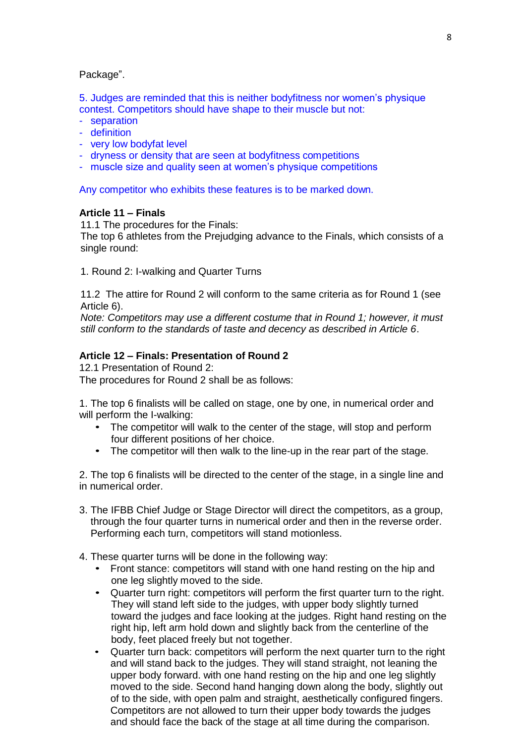Package".

5. Judges are reminded that this is neither bodyfitness nor women's physique contest. Competitors should have shape to their muscle but not:

- separation
- definition
- very low bodyfat level
- dryness or density that are seen at bodyfitness competitions
- muscle size and quality seen at women's physique competitions

Any competitor who exhibits these features is to be marked down.

**Article 11 – Finals**

11.1 The procedures for the Finals:
The top 6 athletes from the Prejudging advance to the Finals, which consists of a single round:

1. Round 2: I-walking and Quarter Turns

11.2 The attire for Round 2 will conform to the same criteria as for Round 1 (see Article 6).
*Note: Competitors may use a different costume that in Round 1; however, it must still conform to the standards of taste and decency as described in Article 6*.

**Article 12 – Finals: Presentation of Round 2**

12.1 Presentation of Round 2:
The procedures for Round 2 shall be as follows:

1. The top 6 finalists will be called on stage, one by one, in numerical order and will perform the I-walking:
   - The competitor will walk to the center of the stage, will stop and perform four different positions of her choice.
   - The competitor will then walk to the line-up in the rear part of the stage.

2. The top 6 finalists will be directed to the center of the stage, in a single line and in numerical order.

3. The IFBB Chief Judge or Stage Director will direct the competitors, as a group, through the four quarter turns in numerical order and then in the reverse order. Performing each turn, competitors will stand motionless.

4. These quarter turns will be done in the following way:
   - Front stance: competitors will stand with one hand resting on the hip and one leg slightly moved to the side.
   - Quarter turn right: competitors will perform the first quarter turn to the right. They will stand left side to the judges, with upper body slightly turned toward the judges and face looking at the judges. Right hand resting on the right hip, left arm hold down and slightly back from the centerline of the body, feet placed freely but not together.
   - Quarter turn back: competitors will perform the next quarter turn to the right and will stand back to the judges. They will stand straight, not leaning the upper body forward. with one hand resting on the hip and one leg slightly moved to the side. Second hand hanging down along the body, slightly out of to the side, with open palm and straight, aesthetically configured fingers. Competitors are not allowed to turn their upper body towards the judges and should face the back of the stage at all time during the comparison.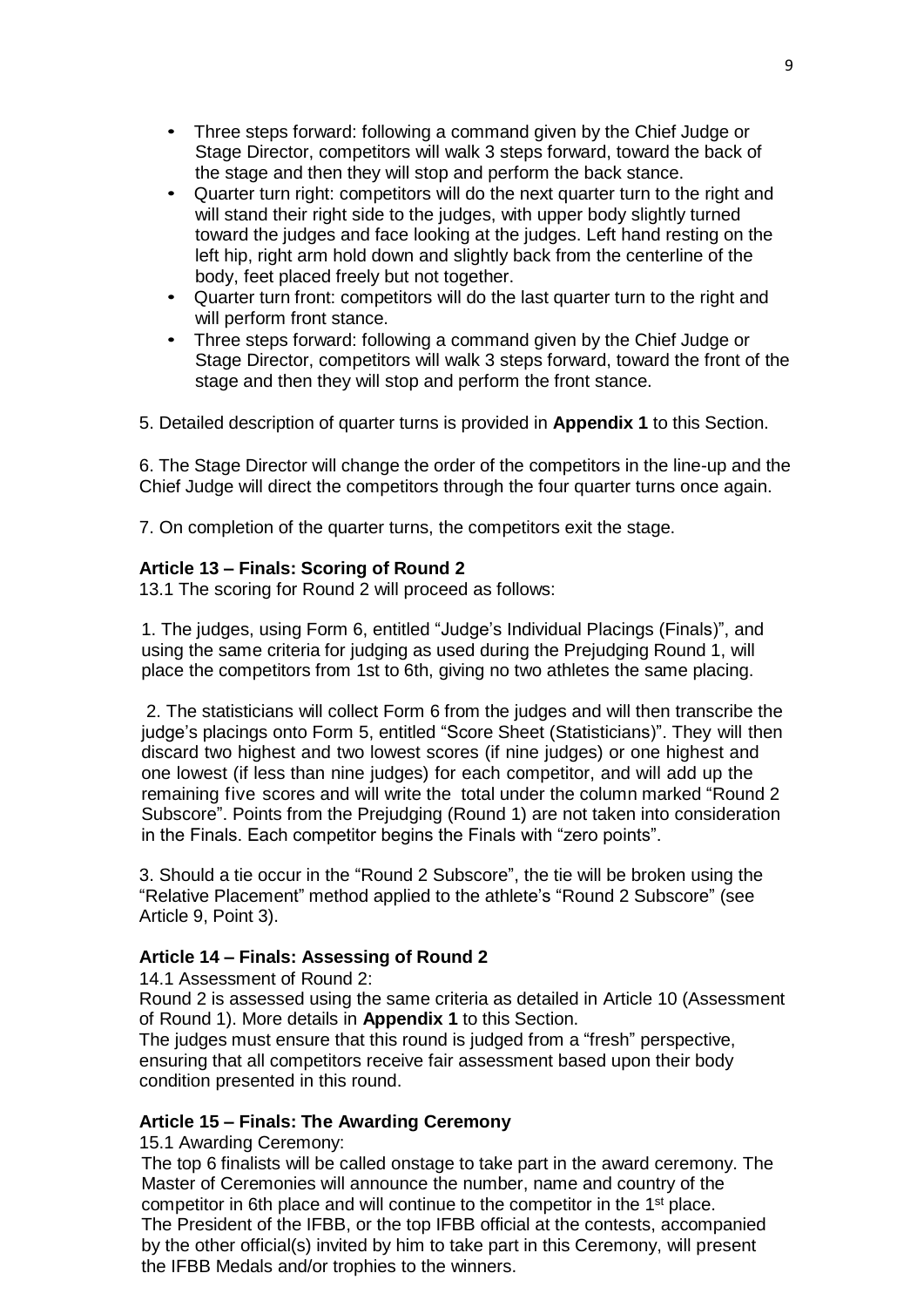- Three steps forward: following a command given by the Chief Judge or Stage Director, competitors will walk 3 steps forward, toward the back of the stage and then they will stop and perform the back stance.
- Quarter turn right: competitors will do the next quarter turn to the right and will stand their right side to the judges, with upper body slightly turned toward the judges and face looking at the judges. Left hand resting on the left hip, right arm hold down and slightly back from the centerline of the body, feet placed freely but not together.
- Quarter turn front: competitors will do the last quarter turn to the right and will perform front stance.
- Three steps forward: following a command given by the Chief Judge or Stage Director, competitors will walk 3 steps forward, toward the front of the stage and then they will stop and perform the front stance.

5. Detailed description of quarter turns is provided in **Appendix 1** to this Section.

6. The Stage Director will change the order of the competitors in the line-up and the Chief Judge will direct the competitors through the four quarter turns once again.

7. On completion of the quarter turns, the competitors exit the stage.

**Article 13 – Finals: Scoring of Round 2**

13.1 The scoring for Round 2 will proceed as follows:

1. The judges, using Form 6, entitled "Judge's Individual Placings (Finals)", and using the same criteria for judging as used during the Prejudging Round 1, will place the competitors from 1st to 6th, giving no two athletes the same placing.

2. The statisticians will collect Form 6 from the judges and will then transcribe the judge's placings onto Form 5, entitled "Score Sheet (Statisticians)". They will then discard two highest and two lowest scores (if nine judges) or one highest and one lowest (if less than nine judges) for each competitor, and will add up the remaining five scores and will write the total under the column marked "Round 2 Subscore". Points from the Prejudging (Round 1) are not taken into consideration in the Finals. Each competitor begins the Finals with "zero points".

3. Should a tie occur in the "Round 2 Subscore", the tie will be broken using the "Relative Placement" method applied to the athlete's "Round 2 Subscore" (see Article 9, Point 3).

**Article 14 – Finals: Assessing of Round 2**

14.1 Assessment of Round 2:

Round 2 is assessed using the same criteria as detailed in Article 10 (Assessment of Round 1). More details in **Appendix 1** to this Section.

The judges must ensure that this round is judged from a "fresh" perspective, ensuring that all competitors receive fair assessment based upon their body condition presented in this round.

**Article 15 – Finals: The Awarding Ceremony**

15.1 Awarding Ceremony:

The top 6 finalists will be called onstage to take part in the award ceremony. The Master of Ceremonies will announce the number, name and country of the competitor in 6th place and will continue to the competitor in the 1st place.

The President of the IFBB, or the top IFBB official at the contests, accompanied by the other official(s) invited by him to take part in this Ceremony, will present the IFBB Medals and/or trophies to the winners.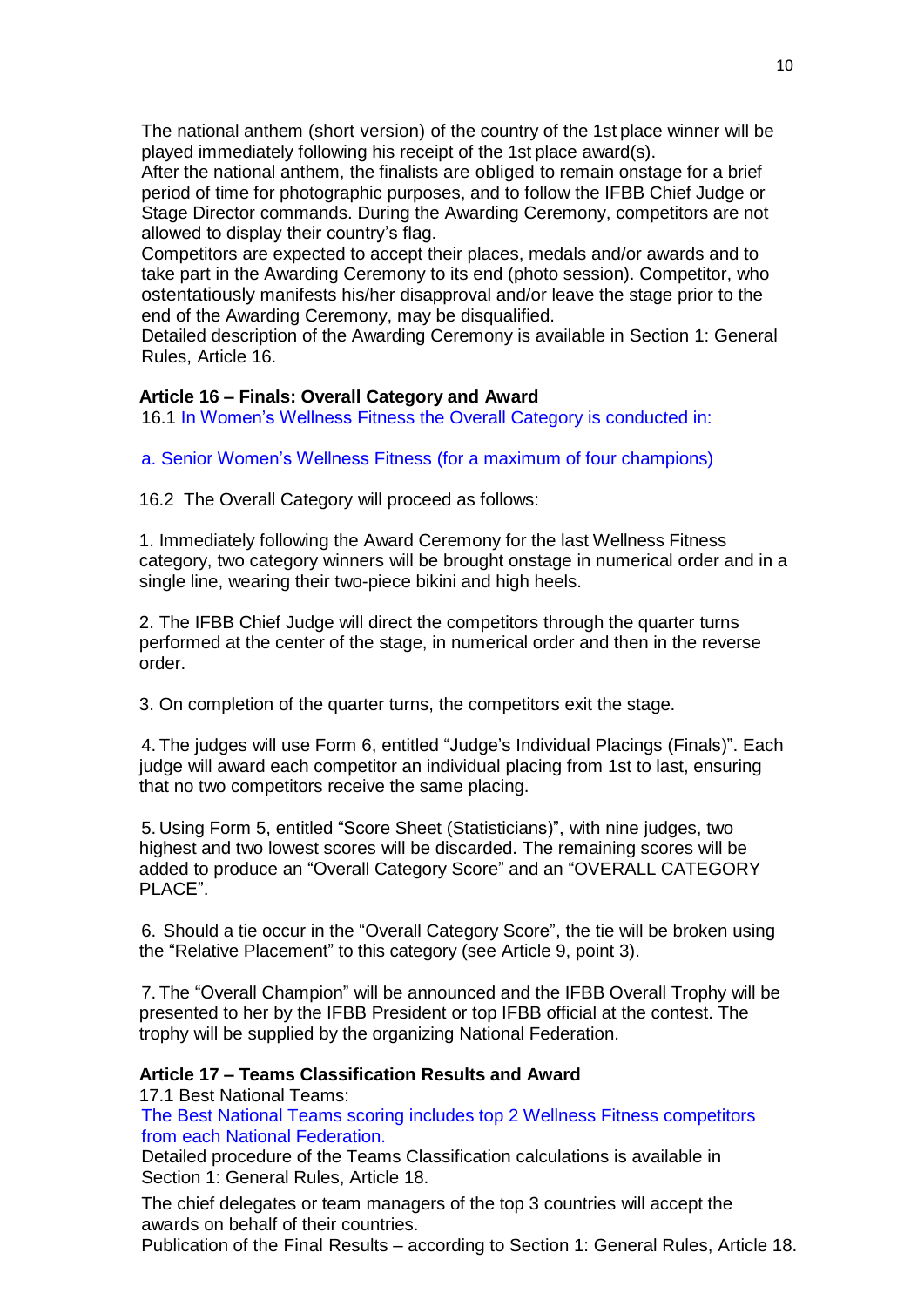The national anthem (short version) of the country of the 1st place winner will be played immediately following his receipt of the 1st place award(s).
After the national anthem, the finalists are obliged to remain onstage for a brief period of time for photographic purposes, and to follow the IFBB Chief Judge or Stage Director commands. During the Awarding Ceremony, competitors are not allowed to display their country's flag.
Competitors are expected to accept their places, medals and/or awards and to take part in the Awarding Ceremony to its end (photo session). Competitor, who ostentatiously manifests his/her disapproval and/or leave the stage prior to the end of the Awarding Ceremony, may be disqualified.
Detailed description of the Awarding Ceremony is available in Section 1: General Rules, Article 16.

**Article 16 – Finals: Overall Category and Award**

16.1 In Women's Wellness Fitness the Overall Category is conducted in:

a. Senior Women's Wellness Fitness (for a maximum of four champions)

16.2 The Overall Category will proceed as follows:

1. Immediately following the Award Ceremony for the last Wellness Fitness category, two category winners will be brought onstage in numerical order and in a single line, wearing their two-piece bikini and high heels.

2. The IFBB Chief Judge will direct the competitors through the quarter turns performed at the center of the stage, in numerical order and then in the reverse order.

3. On completion of the quarter turns, the competitors exit the stage.

4. The judges will use Form 6, entitled "Judge's Individual Placings (Finals)". Each judge will award each competitor an individual placing from 1st to last, ensuring that no two competitors receive the same placing.

5. Using Form 5, entitled "Score Sheet (Statisticians)", with nine judges, two highest and two lowest scores will be discarded. The remaining scores will be added to produce an "Overall Category Score" and an "OVERALL CATEGORY PLACE".

6. Should a tie occur in the "Overall Category Score", the tie will be broken using the "Relative Placement" to this category (see Article 9, point 3).

7. The "Overall Champion" will be announced and the IFBB Overall Trophy will be presented to her by the IFBB President or top IFBB official at the contest. The trophy will be supplied by the organizing National Federation.

**Article 17 – Teams Classification Results and Award**

17.1 Best National Teams:
The Best National Teams scoring includes top 2 Wellness Fitness competitors from each National Federation.
Detailed procedure of the Teams Classification calculations is available in Section 1: General Rules, Article 18.

The chief delegates or team managers of the top 3 countries will accept the awards on behalf of their countries.
Publication of the Final Results – according to Section 1: General Rules, Article 18.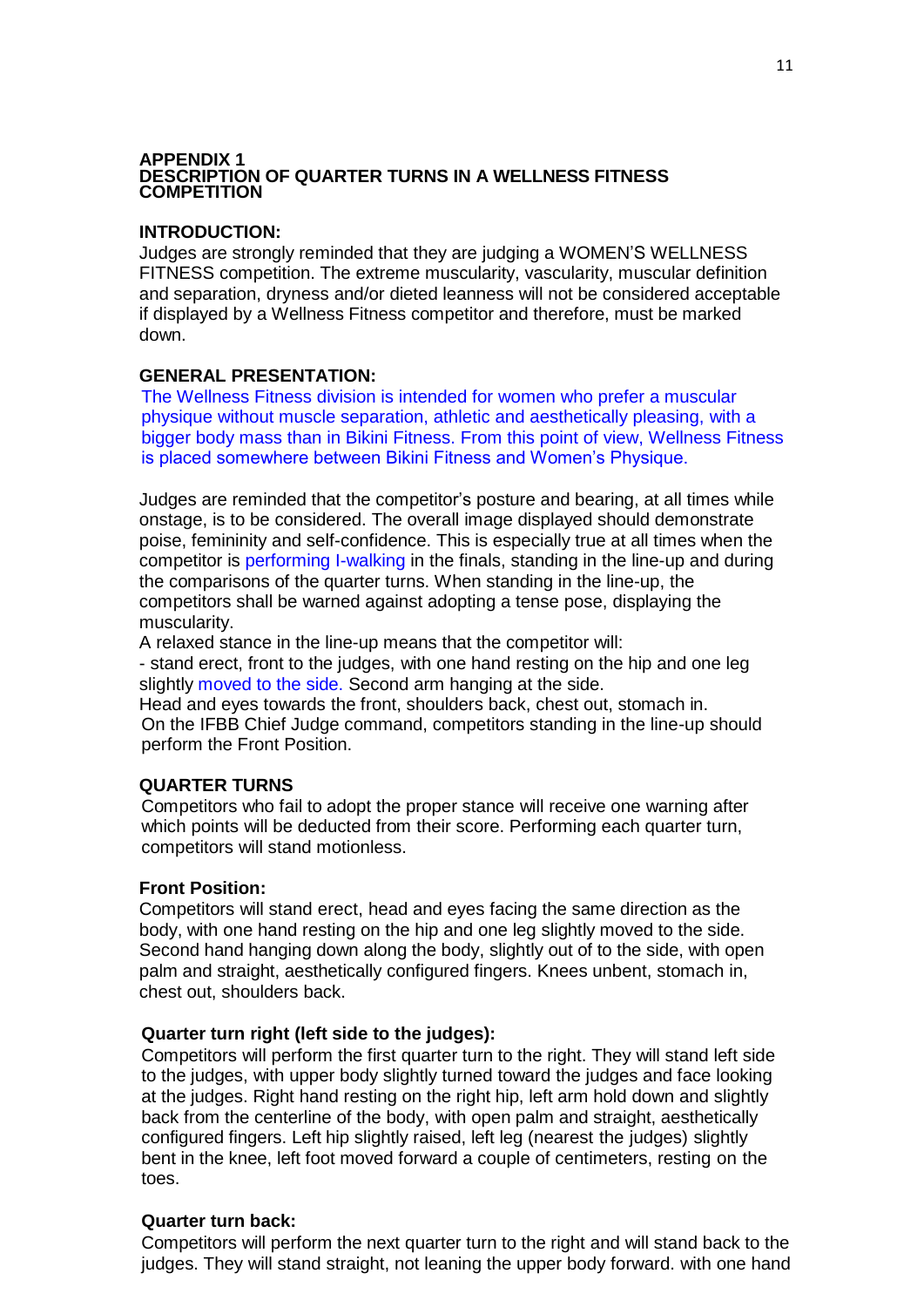## APPENDIX 1
## DESCRIPTION OF QUARTER TURNS IN A WELLNESS FITNESS COMPETITION

### INTRODUCTION:

Judges are strongly reminded that they are judging a WOMEN'S WELLNESS FITNESS competition. The extreme muscularity, vascularity, muscular definition and separation, dryness and/or dieted leanness will not be considered acceptable if displayed by a Wellness Fitness competitor and therefore, must be marked down.

### GENERAL PRESENTATION:

The Wellness Fitness division is intended for women who prefer a muscular physique without muscle separation, athletic and aesthetically pleasing, with a bigger body mass than in Bikini Fitness. From this point of view, Wellness Fitness is placed somewhere between Bikini Fitness and Women's Physique.

Judges are reminded that the competitor's posture and bearing, at all times while onstage, is to be considered. The overall image displayed should demonstrate poise, femininity and self-confidence. This is especially true at all times when the competitor is performing I-walking in the finals, standing in the line-up and during the comparisons of the quarter turns. When standing in the line-up, the competitors shall be warned against adopting a tense pose, displaying the muscularity.

A relaxed stance in the line-up means that the competitor will:

- stand erect, front to the judges, with one hand resting on the hip and one leg slightly moved to the side. Second arm hanging at the side.

Head and eyes towards the front, shoulders back, chest out, stomach in.

On the IFBB Chief Judge command, competitors standing in the line-up should perform the Front Position.

### QUARTER TURNS

Competitors who fail to adopt the proper stance will receive one warning after which points will be deducted from their score. Performing each quarter turn, competitors will stand motionless.

**Front Position:**

Competitors will stand erect, head and eyes facing the same direction as the body, with one hand resting on the hip and one leg slightly moved to the side. Second hand hanging down along the body, slightly out of to the side, with open palm and straight, aesthetically configured fingers. Knees unbent, stomach in, chest out, shoulders back.

**Quarter turn right (left side to the judges):**

Competitors will perform the first quarter turn to the right. They will stand left side to the judges, with upper body slightly turned toward the judges and face looking at the judges. Right hand resting on the right hip, left arm hold down and slightly back from the centerline of the body, with open palm and straight, aesthetically configured fingers. Left hip slightly raised, left leg (nearest the judges) slightly bent in the knee, left foot moved forward a couple of centimeters, resting on the toes.

**Quarter turn back:**

Competitors will perform the next quarter turn to the right and will stand back to the judges. They will stand straight, not leaning the upper body forward. with one hand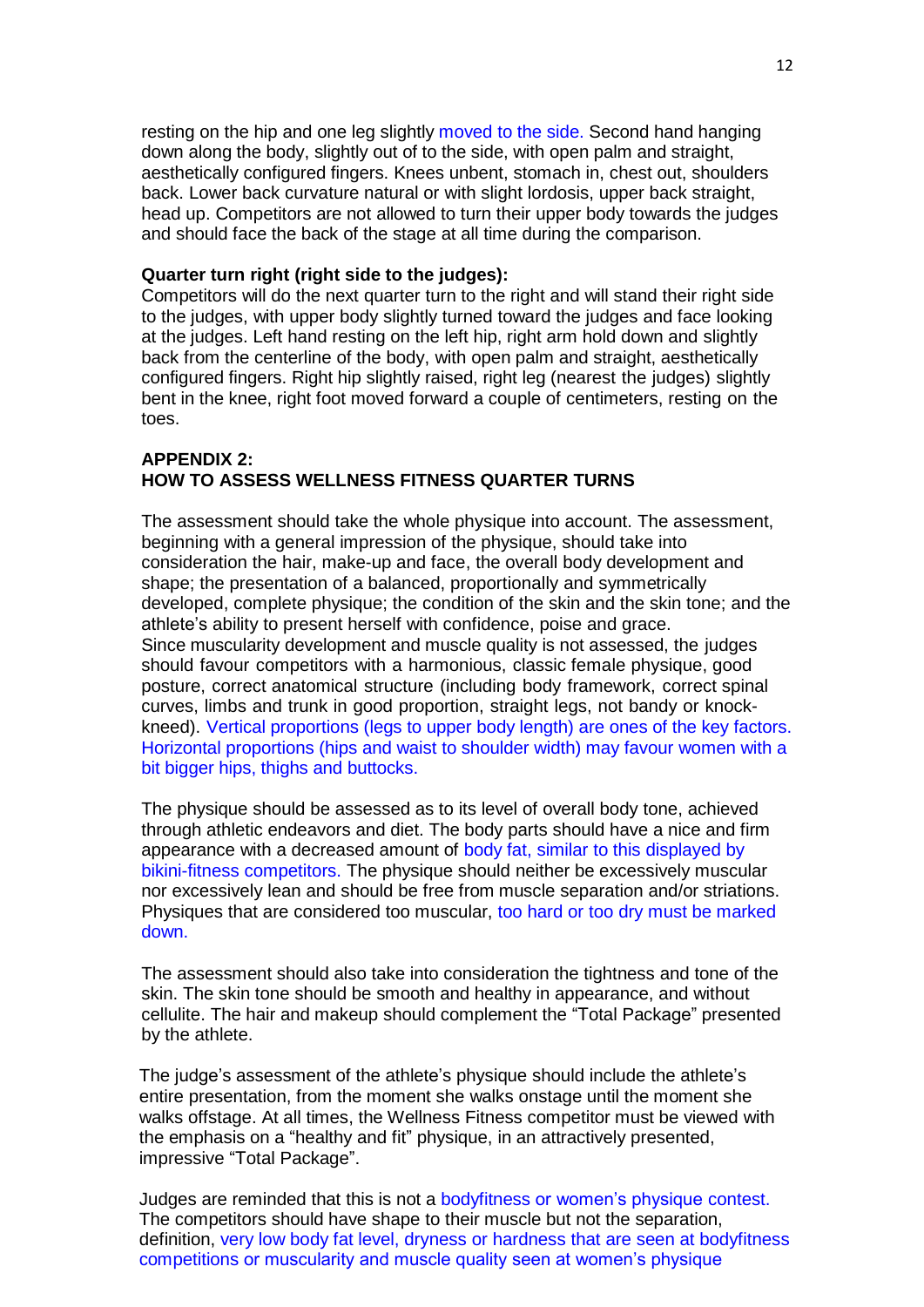resting on the hip and one leg slightly moved to the side. Second hand hanging down along the body, slightly out of to the side, with open palm and straight, aesthetically configured fingers. Knees unbent, stomach in, chest out, shoulders back. Lower back curvature natural or with slight lordosis, upper back straight, head up. Competitors are not allowed to turn their upper body towards the judges and should face the back of the stage at all time during the comparison.

**Quarter turn right (right side to the judges):**
Competitors will do the next quarter turn to the right and will stand their right side to the judges, with upper body slightly turned toward the judges and face looking at the judges. Left hand resting on the left hip, right arm hold down and slightly back from the centerline of the body, with open palm and straight, aesthetically configured fingers. Right hip slightly raised, right leg (nearest the judges) slightly bent in the knee, right foot moved forward a couple of centimeters, resting on the toes.

## APPENDIX 2:
## HOW TO ASSESS WELLNESS FITNESS QUARTER TURNS

The assessment should take the whole physique into account. The assessment, beginning with a general impression of the physique, should take into consideration the hair, make-up and face, the overall body development and shape; the presentation of a balanced, proportionally and symmetrically developed, complete physique; the condition of the skin and the skin tone; and the athlete's ability to present herself with confidence, poise and grace.
Since muscularity development and muscle quality is not assessed, the judges should favour competitors with a harmonious, classic female physique, good posture, correct anatomical structure (including body framework, correct spinal curves, limbs and trunk in good proportion, straight legs, not bandy or knock-kneed). Vertical proportions (legs to upper body length) are ones of the key factors. Horizontal proportions (hips and waist to shoulder width) may favour women with a bit bigger hips, thighs and buttocks.

The physique should be assessed as to its level of overall body tone, achieved through athletic endeavors and diet. The body parts should have a nice and firm appearance with a decreased amount of body fat, similar to this displayed by bikini-fitness competitors. The physique should neither be excessively muscular nor excessively lean and should be free from muscle separation and/or striations. Physiques that are considered too muscular, too hard or too dry must be marked down.

The assessment should also take into consideration the tightness and tone of the skin. The skin tone should be smooth and healthy in appearance, and without cellulite. The hair and makeup should complement the "Total Package" presented by the athlete.

The judge's assessment of the athlete's physique should include the athlete's entire presentation, from the moment she walks onstage until the moment she walks offstage. At all times, the Wellness Fitness competitor must be viewed with the emphasis on a "healthy and fit" physique, in an attractively presented, impressive "Total Package".

Judges are reminded that this is not a bodyfitness or women's physique contest. The competitors should have shape to their muscle but not the separation, definition, very low body fat level, dryness or hardness that are seen at bodyfitness competitions or muscularity and muscle quality seen at women's physique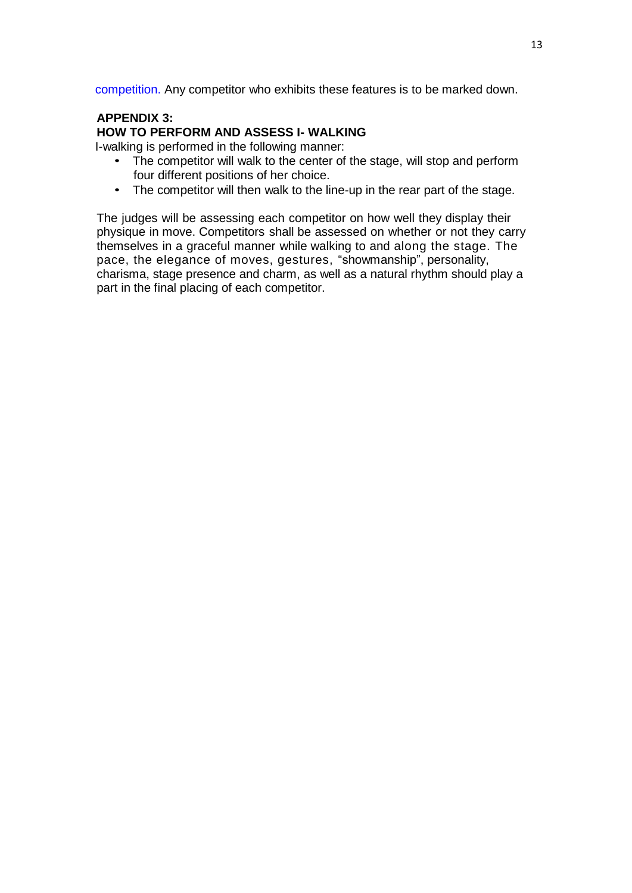competition. Any competitor who exhibits these features is to be marked down.

**APPENDIX 3:**

**HOW TO PERFORM AND ASSESS I- WALKING**

I-walking is performed in the following manner:

- The competitor will walk to the center of the stage, will stop and perform four different positions of her choice.
- The competitor will then walk to the line-up in the rear part of the stage.

The judges will be assessing each competitor on how well they display their physique in move. Competitors shall be assessed on whether or not they carry themselves in a graceful manner while walking to and along the stage. The pace, the elegance of moves, gestures, “showmanship”, personality, charisma, stage presence and charm, as well as a natural rhythm should play a part in the final placing of each competitor.